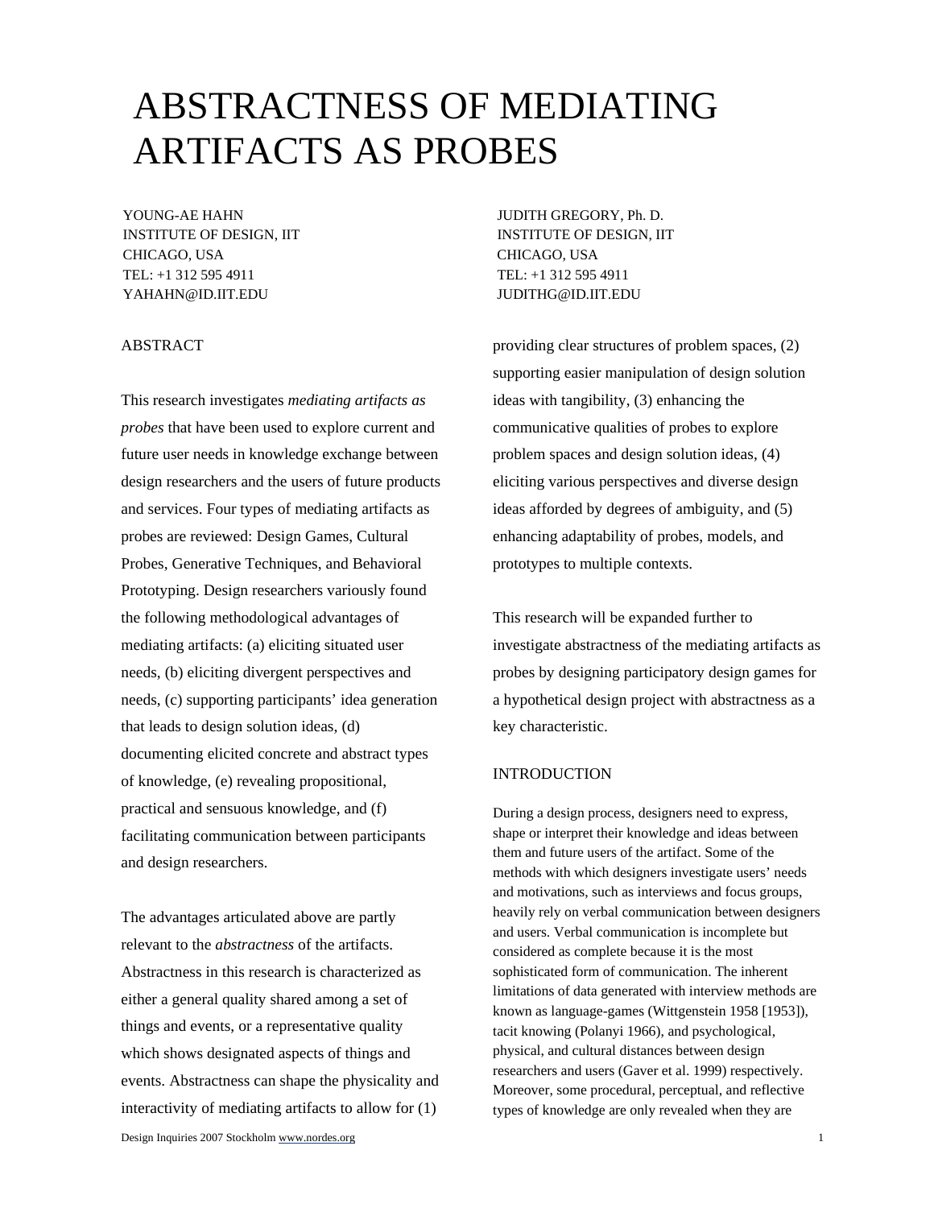# ABSTRACTNESS OF MEDIATING ARTIFACTS AS PROBES

YOUNG-AE HAHN
INSTITUTE OF DESIGN, IIT
CHICAGO, USA
TEL: +1 312 595 4911
YAHAHN@ID.IIT.EDU

JUDITH GREGORY, Ph. D.
INSTITUTE OF DESIGN, IIT
CHICAGO, USA
TEL: +1 312 595 4911
JUDITHG@ID.IIT.EDU

## ABSTRACT

This research investigates *mediating artifacts as probes* that have been used to explore current and future user needs in knowledge exchange between design researchers and the users of future products and services. Four types of mediating artifacts as probes are reviewed: Design Games, Cultural Probes, Generative Techniques, and Behavioral Prototyping. Design researchers variously found the following methodological advantages of mediating artifacts: (a) eliciting situated user needs, (b) eliciting divergent perspectives and needs, (c) supporting participants' idea generation that leads to design solution ideas, (d) documenting elicited concrete and abstract types of knowledge, (e) revealing propositional, practical and sensuous knowledge, and (f) facilitating communication between participants and design researchers.

The advantages articulated above are partly relevant to the *abstractness* of the artifacts. Abstractness in this research is characterized as either a general quality shared among a set of things and events, or a representative quality which shows designated aspects of things and events. Abstractness can shape the physicality and interactivity of mediating artifacts to allow for (1) providing clear structures of problem spaces, (2) supporting easier manipulation of design solution ideas with tangibility, (3) enhancing the communicative qualities of probes to explore problem spaces and design solution ideas, (4) eliciting various perspectives and diverse design ideas afforded by degrees of ambiguity, and (5) enhancing adaptability of probes, models, and prototypes to multiple contexts.

This research will be expanded further to investigate abstractness of the mediating artifacts as probes by designing participatory design games for a hypothetical design project with abstractness as a key characteristic.

## INTRODUCTION

During a design process, designers need to express, shape or interpret their knowledge and ideas between them and future users of the artifact. Some of the methods with which designers investigate users' needs and motivations, such as interviews and focus groups, heavily rely on verbal communication between designers and users. Verbal communication is incomplete but considered as complete because it is the most sophisticated form of communication. The inherent limitations of data generated with interview methods are known as language-games (Wittgenstein 1958 [1953]), tacit knowing (Polanyi 1966), and psychological, physical, and cultural distances between design researchers and users (Gaver et al. 1999) respectively. Moreover, some procedural, perceptual, and reflective types of knowledge are only revealed when they are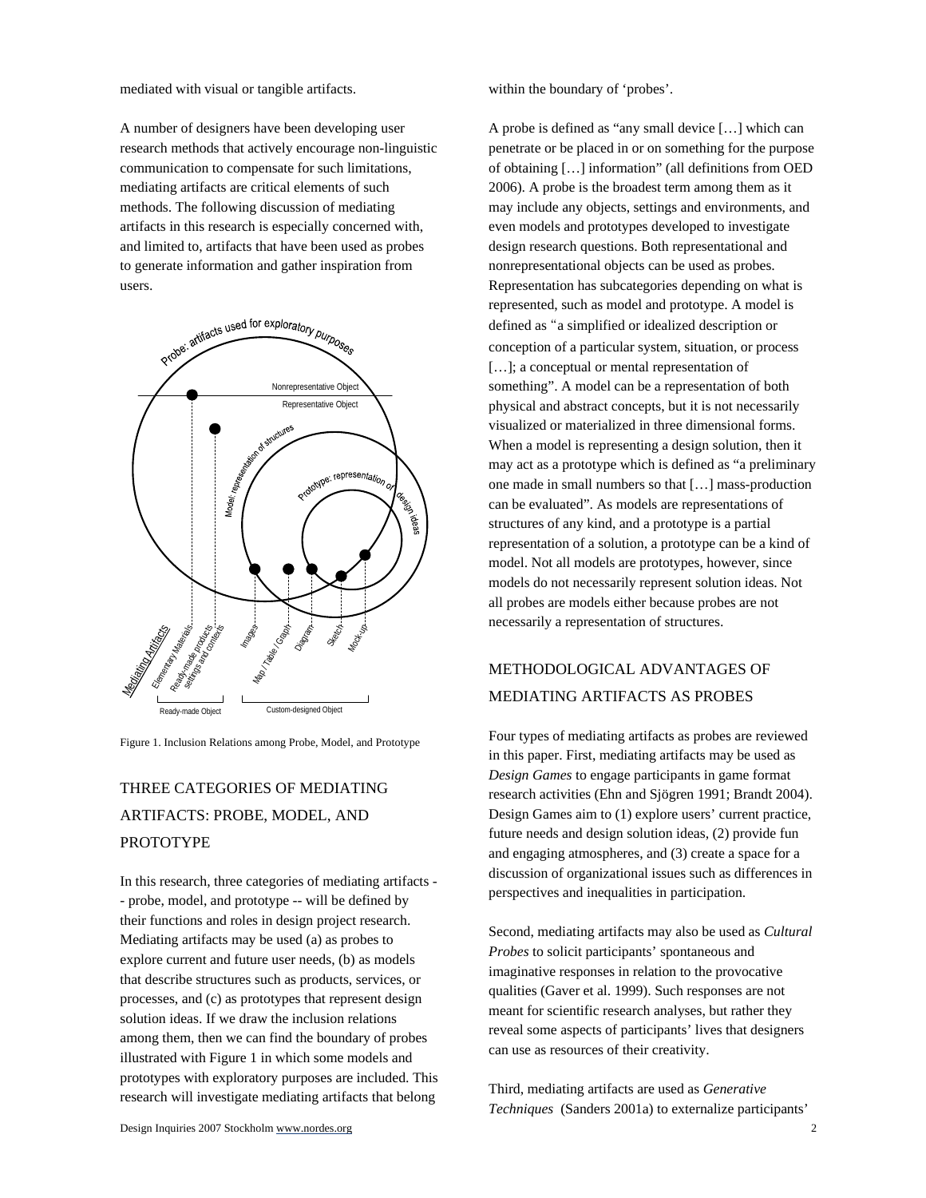mediated with visual or tangible artifacts.

A number of designers have been developing user research methods that actively encourage non-linguistic communication to compensate for such limitations, mediating artifacts are critical elements of such methods. The following discussion of mediating artifacts in this research is especially concerned with, and limited to, artifacts that have been used as probes to generate information and gather inspiration from users.

Figure 1. Inclusion Relations among Probe, Model, and Prototype

## THREE CATEGORIES OF MEDIATING ARTIFACTS: PROBE, MODEL, AND PROTOTYPE

In this research, three categories of mediating artifacts -- probe, model, and prototype -- will be defined by their functions and roles in design project research. Mediating artifacts may be used (a) as probes to explore current and future user needs, (b) as models that describe structures such as products, services, or processes, and (c) as prototypes that represent design solution ideas. If we draw the inclusion relations among them, then we can find the boundary of probes illustrated with Figure 1 in which some models and prototypes with exploratory purposes are included. This research will investigate mediating artifacts that belong within the boundary of 'probes'.

A probe is defined as "any small device […] which can penetrate or be placed in or on something for the purpose of obtaining […] information" (all definitions from OED 2006). A probe is the broadest term among them as it may include any objects, settings and environments, and even models and prototypes developed to investigate design research questions. Both representational and nonrepresentational objects can be used as probes. Representation has subcategories depending on what is represented, such as model and prototype. A model is defined as "a simplified or idealized description or conception of a particular system, situation, or process […]; a conceptual or mental representation of something". A model can be a representation of both physical and abstract concepts, but it is not necessarily visualized or materialized in three dimensional forms. When a model is representing a design solution, then it may act as a prototype which is defined as "a preliminary one made in small numbers so that […] mass-production can be evaluated". As models are representations of structures of any kind, and a prototype is a partial representation of a solution, a prototype can be a kind of model. Not all models are prototypes, however, since models do not necessarily represent solution ideas. Not all probes are models either because probes are not necessarily a representation of structures.

## METHODOLOGICAL ADVANTAGES OF MEDIATING ARTIFACTS AS PROBES

Four types of mediating artifacts as probes are reviewed in this paper. First, mediating artifacts may be used as *Design Games* to engage participants in game format research activities (Ehn and Sjögren 1991; Brandt 2004). Design Games aim to (1) explore users' current practice, future needs and design solution ideas, (2) provide fun and engaging atmospheres, and (3) create a space for a discussion of organizational issues such as differences in perspectives and inequalities in participation.

Second, mediating artifacts may also be used as *Cultural Probes* to solicit participants' spontaneous and imaginative responses in relation to the provocative qualities (Gaver et al. 1999). Such responses are not meant for scientific research analyses, but rather they reveal some aspects of participants' lives that designers can use as resources of their creativity.

Third, mediating artifacts are used as *Generative Techniques* (Sanders 2001a) to externalize participants'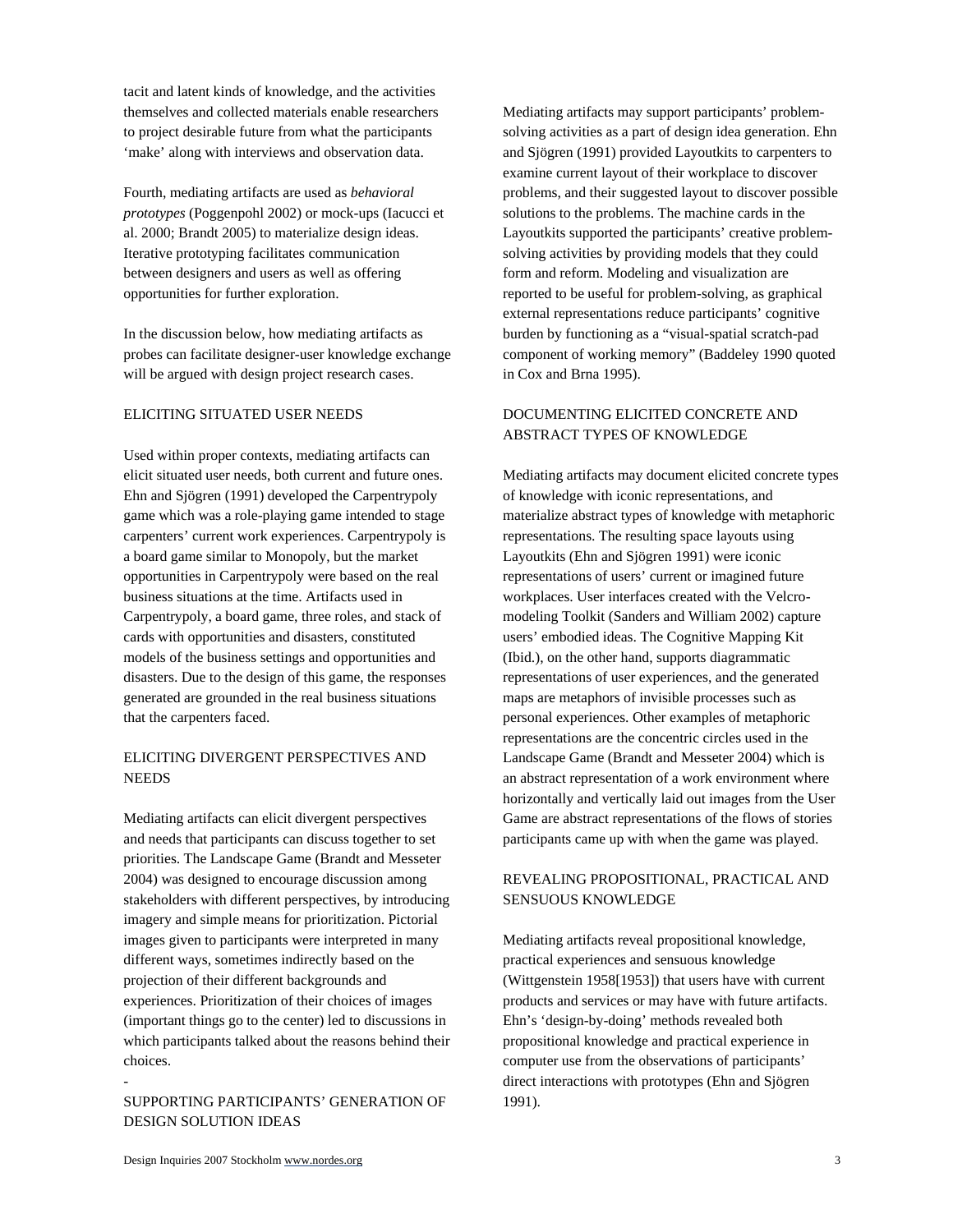tacit and latent kinds of knowledge, and the activities themselves and collected materials enable researchers to project desirable future from what the participants 'make' along with interviews and observation data.

Fourth, mediating artifacts are used as *behavioral prototypes* (Poggenpohl 2002) or mock-ups (Iacucci et al. 2000; Brandt 2005) to materialize design ideas. Iterative prototyping facilitates communication between designers and users as well as offering opportunities for further exploration.

In the discussion below, how mediating artifacts as probes can facilitate designer-user knowledge exchange will be argued with design project research cases.

## ELICITING SITUATED USER NEEDS

Used within proper contexts, mediating artifacts can elicit situated user needs, both current and future ones. Ehn and Sjögren (1991) developed the Carpentrypoly game which was a role-playing game intended to stage carpenters' current work experiences. Carpentrypoly is a board game similar to Monopoly, but the market opportunities in Carpentrypoly were based on the real business situations at the time. Artifacts used in Carpentrypoly, a board game, three roles, and stack of cards with opportunities and disasters, constituted models of the business settings and opportunities and disasters. Due to the design of this game, the responses generated are grounded in the real business situations that the carpenters faced.

## ELICITING DIVERGENT PERSPECTIVES AND NEEDS

Mediating artifacts can elicit divergent perspectives and needs that participants can discuss together to set priorities. The Landscape Game (Brandt and Messeter 2004) was designed to encourage discussion among stakeholders with different perspectives, by introducing imagery and simple means for prioritization. Pictorial images given to participants were interpreted in many different ways, sometimes indirectly based on the projection of their different backgrounds and experiences. Prioritization of their choices of images (important things go to the center) led to discussions in which participants talked about the reasons behind their choices.

-

## SUPPORTING PARTICIPANTS' GENERATION OF DESIGN SOLUTION IDEAS

Mediating artifacts may support participants' problem-solving activities as a part of design idea generation. Ehn and Sjögren (1991) provided Layoutkits to carpenters to examine current layout of their workplace to discover problems, and their suggested layout to discover possible solutions to the problems. The machine cards in the Layoutkits supported the participants' creative problem-solving activities by providing models that they could form and reform. Modeling and visualization are reported to be useful for problem-solving, as graphical external representations reduce participants' cognitive burden by functioning as a "visual-spatial scratch-pad component of working memory" (Baddeley 1990 quoted in Cox and Brna 1995).

## DOCUMENTING ELICITED CONCRETE AND ABSTRACT TYPES OF KNOWLEDGE

Mediating artifacts may document elicited concrete types of knowledge with iconic representations, and materialize abstract types of knowledge with metaphoric representations. The resulting space layouts using Layoutkits (Ehn and Sjögren 1991) were iconic representations of users' current or imagined future workplaces. User interfaces created with the Velcro-modeling Toolkit (Sanders and William 2002) capture users' embodied ideas. The Cognitive Mapping Kit (Ibid.), on the other hand, supports diagrammatic representations of user experiences, and the generated maps are metaphors of invisible processes such as personal experiences. Other examples of metaphoric representations are the concentric circles used in the Landscape Game (Brandt and Messeter 2004) which is an abstract representation of a work environment where horizontally and vertically laid out images from the User Game are abstract representations of the flows of stories participants came up with when the game was played.

## REVEALING PROPOSITIONAL, PRACTICAL AND SENSUOUS KNOWLEDGE

Mediating artifacts reveal propositional knowledge, practical experiences and sensuous knowledge (Wittgenstein 1958[1953]) that users have with current products and services or may have with future artifacts. Ehn's 'design-by-doing' methods revealed both propositional knowledge and practical experience in computer use from the observations of participants' direct interactions with prototypes (Ehn and Sjögren 1991).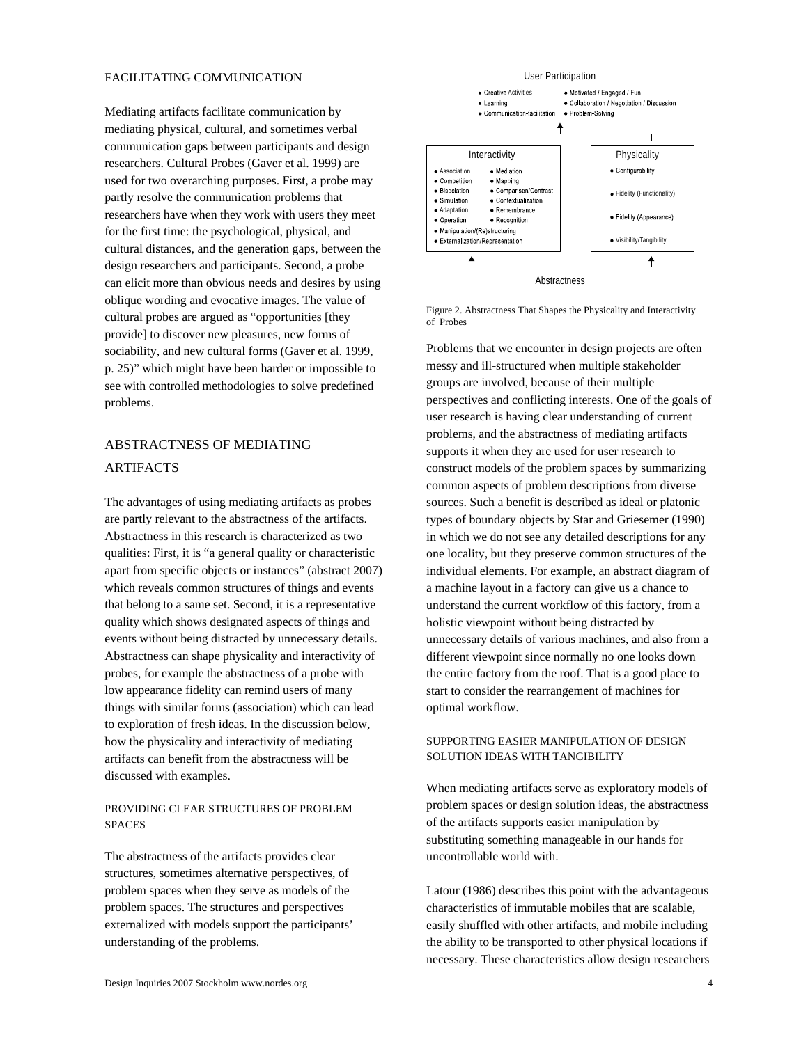#### FACILITATING COMMUNICATION

Mediating artifacts facilitate communication by mediating physical, cultural, and sometimes verbal communication gaps between participants and design researchers. Cultural Probes (Gaver et al. 1999) are used for two overarching purposes. First, a probe may partly resolve the communication problems that researchers have when they work with users they meet for the first time: the psychological, physical, and cultural distances, and the generation gaps, between the design researchers and participants. Second, a probe can elicit more than obvious needs and desires by using oblique wording and evocative images. The value of cultural probes are argued as "opportunities [they provide] to discover new pleasures, new forms of sociability, and new cultural forms (Gaver et al. 1999, p. 25)" which might have been harder or impossible to see with controlled methodologies to solve predefined problems.

## ABSTRACTNESS OF MEDIATING ARTIFACTS

The advantages of using mediating artifacts as probes are partly relevant to the abstractness of the artifacts. Abstractness in this research is characterized as two qualities: First, it is "a general quality or characteristic apart from specific objects or instances" (abstract 2007) which reveals common structures of things and events that belong to a same set. Second, it is a representative quality which shows designated aspects of things and events without being distracted by unnecessary details. Abstractness can shape physicality and interactivity of probes, for example the abstractness of a probe with low appearance fidelity can remind users of many things with similar forms (association) which can lead to exploration of fresh ideas. In the discussion below, how the physicality and interactivity of mediating artifacts can benefit from the abstractness will be discussed with examples.

#### PROVIDING CLEAR STRUCTURES OF PROBLEM SPACES

The abstractness of the artifacts provides clear structures, sometimes alternative perspectives, of problem spaces when they serve as models of the problem spaces. The structures and perspectives externalized with models support the participants' understanding of the problems.

User Participation

- Creative Activities
- Learning
- Communication-facilitation
- Motivated / Engaged / Fun
- Collaboration / Negotiation / Discussion
- Problem-Solving

Interactivity

- Association
- Competition
- Bisociation
- Simulation
- Adaptation
- Operation
- Mediation
- Mapping
- Comparison/Contrast
- Contextualization
- Remembrance
- Recognition
- Manipulation/(Re)structuring
- Externalization/Representation

Physicality

- Configurability
- Fidelity (Functionality)
- Fidelity (Appearance)
- Visibility/Tangibility

Abstractness

Figure 2. Abstractness That Shapes the Physicality and Interactivity of Probes

Problems that we encounter in design projects are often messy and ill-structured when multiple stakeholder groups are involved, because of their multiple perspectives and conflicting interests. One of the goals of user research is having clear understanding of current problems, and the abstractness of mediating artifacts supports it when they are used for user research to construct models of the problem spaces by summarizing common aspects of problem descriptions from diverse sources. Such a benefit is described as ideal or platonic types of boundary objects by Star and Griesemer (1990) in which we do not see any detailed descriptions for any one locality, but they preserve common structures of the individual elements. For example, an abstract diagram of a machine layout in a factory can give us a chance to understand the current workflow of this factory, from a holistic viewpoint without being distracted by unnecessary details of various machines, and also from a different viewpoint since normally no one looks down the entire factory from the roof. That is a good place to start to consider the rearrangement of machines for optimal workflow.

#### SUPPORTING EASIER MANIPULATION OF DESIGN SOLUTION IDEAS WITH TANGIBILITY

When mediating artifacts serve as exploratory models of problem spaces or design solution ideas, the abstractness of the artifacts supports easier manipulation by substituting something manageable in our hands for uncontrollable world with.

Latour (1986) describes this point with the advantageous characteristics of immutable mobiles that are scalable, easily shuffled with other artifacts, and mobile including the ability to be transported to other physical locations if necessary. These characteristics allow design researchers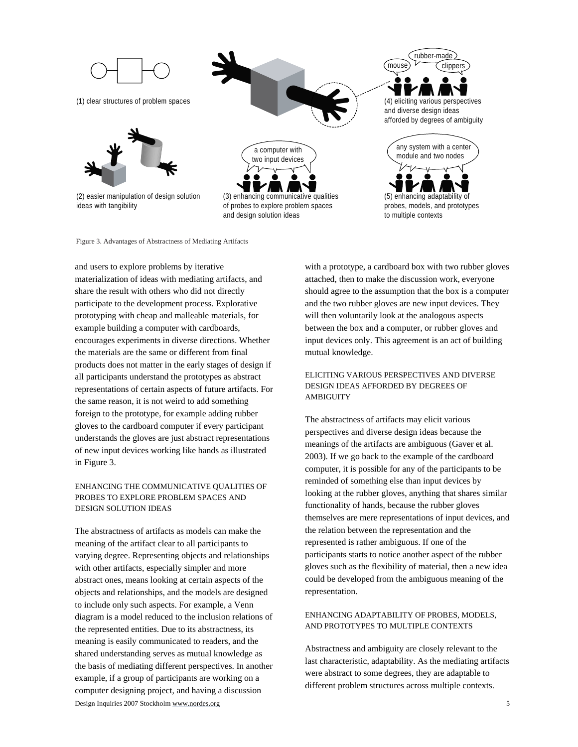(1) clear structures of problem spaces

(2) easier manipulation of design solution ideas with tangibility

(3) enhancing communicative qualities of probes to explore problem spaces and design solution ideas

(4) eliciting various perspectives and diverse design ideas afforded by degrees of ambiguity

(5) enhancing adaptability of probes, models, and prototypes to multiple contexts

Figure 3. Advantages of Abstractness of Mediating Artifacts

and users to explore problems by iterative materialization of ideas with mediating artifacts, and share the result with others who did not directly participate to the development process. Explorative prototyping with cheap and malleable materials, for example building a computer with cardboards, encourages experiments in diverse directions. Whether the materials are the same or different from final products does not matter in the early stages of design if all participants understand the prototypes as abstract representations of certain aspects of future artifacts. For the same reason, it is not weird to add something foreign to the prototype, for example adding rubber gloves to the cardboard computer if every participant understands the gloves are just abstract representations of new input devices working like hands as illustrated in Figure 3.

### ENHANCING THE COMMUNICATIVE QUALITIES OF PROBES TO EXPLORE PROBLEM SPACES AND DESIGN SOLUTION IDEAS

The abstractness of artifacts as models can make the meaning of the artifact clear to all participants to varying degree. Representing objects and relationships with other artifacts, especially simpler and more abstract ones, means looking at certain aspects of the objects and relationships, and the models are designed to include only such aspects. For example, a Venn diagram is a model reduced to the inclusion relations of the represented entities. Due to its abstractness, its meaning is easily communicated to readers, and the shared understanding serves as mutual knowledge as the basis of mediating different perspectives. In another example, if a group of participants are working on a computer designing project, and having a discussion with a prototype, a cardboard box with two rubber gloves attached, then to make the discussion work, everyone should agree to the assumption that the box is a computer and the two rubber gloves are new input devices. They will then voluntarily look at the analogous aspects between the box and a computer, or rubber gloves and input devices only. This agreement is an act of building mutual knowledge.

### ELICITING VARIOUS PERSPECTIVES AND DIVERSE DESIGN IDEAS AFFORDED BY DEGREES OF AMBIGUITY

The abstractness of artifacts may elicit various perspectives and diverse design ideas because the meanings of the artifacts are ambiguous (Gaver et al. 2003). If we go back to the example of the cardboard computer, it is possible for any of the participants to be reminded of something else than input devices by looking at the rubber gloves, anything that shares similar functionality of hands, because the rubber gloves themselves are mere representations of input devices, and the relation between the representation and the represented is rather ambiguous. If one of the participants starts to notice another aspect of the rubber gloves such as the flexibility of material, then a new idea could be developed from the ambiguous meaning of the representation.

### ENHANCING ADAPTABILITY OF PROBES, MODELS, AND PROTOTYPES TO MULTIPLE CONTEXTS

Abstractness and ambiguity are closely relevant to the last characteristic, adaptability. As the mediating artifacts were abstract to some degrees, they are adaptable to different problem structures across multiple contexts.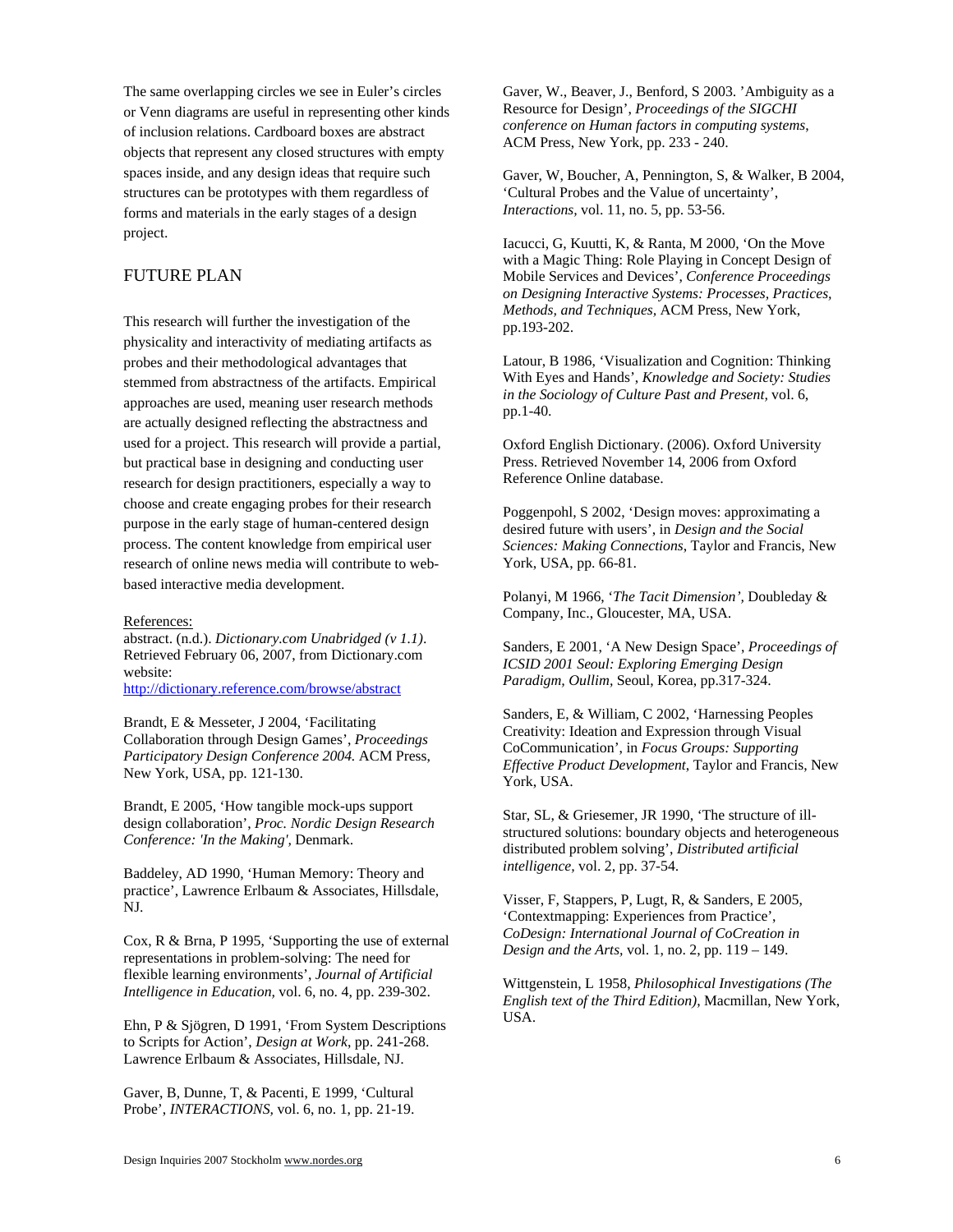The same overlapping circles we see in Euler's circles or Venn diagrams are useful in representing other kinds of inclusion relations. Cardboard boxes are abstract objects that represent any closed structures with empty spaces inside, and any design ideas that require such structures can be prototypes with them regardless of forms and materials in the early stages of a design project.

## FUTURE PLAN

This research will further the investigation of the physicality and interactivity of mediating artifacts as probes and their methodological advantages that stemmed from abstractness of the artifacts. Empirical approaches are used, meaning user research methods are actually designed reflecting the abstractness and used for a project. This research will provide a partial, but practical base in designing and conducting user research for design practitioners, especially a way to choose and create engaging probes for their research purpose in the early stage of human-centered design process. The content knowledge from empirical user research of online news media will contribute to web-based interactive media development.

References:

abstract. (n.d.). *Dictionary.com Unabridged (v 1.1)*. Retrieved February 06, 2007, from Dictionary.com website: http://dictionary.reference.com/browse/abstract

Brandt, E & Messeter, J 2004, 'Facilitating Collaboration through Design Games', *Proceedings Participatory Design Conference 2004.* ACM Press, New York, USA, pp. 121-130.

Brandt, E 2005, 'How tangible mock-ups support design collaboration', *Proc. Nordic Design Research Conference: 'In the Making'*, Denmark.

Baddeley, AD 1990, 'Human Memory: Theory and practice', Lawrence Erlbaum & Associates, Hillsdale, NJ.

Cox, R & Brna, P 1995, 'Supporting the use of external representations in problem-solving: The need for flexible learning environments', *Journal of Artificial Intelligence in Education,* vol. 6, no. 4, pp. 239-302.

Ehn, P & Sjögren, D 1991, 'From System Descriptions to Scripts for Action', *Design at Work*, pp. 241-268. Lawrence Erlbaum & Associates, Hillsdale, NJ.

Gaver, B, Dunne, T, & Pacenti, E 1999, 'Cultural Probe', *INTERACTIONS*, vol. 6, no. 1, pp. 21-19.

Gaver, W., Beaver, J., Benford, S 2003. 'Ambiguity as a Resource for Design', *Proceedings of the SIGCHI conference on Human factors in computing systems*, ACM Press, New York, pp. 233 - 240.

Gaver, W, Boucher, A, Pennington, S, & Walker, B 2004, 'Cultural Probes and the Value of uncertainty', *Interactions,* vol. 11, no. 5, pp. 53-56.

Iacucci, G, Kuutti, K, & Ranta, M 2000, 'On the Move with a Magic Thing: Role Playing in Concept Design of Mobile Services and Devices', *Conference Proceedings on Designing Interactive Systems: Processes, Practices, Methods, and Techniques*, ACM Press, New York, pp.193-202.

Latour, B 1986, 'Visualization and Cognition: Thinking With Eyes and Hands', *Knowledge and Society: Studies in the Sociology of Culture Past and Present,* vol. 6, pp.1-40.

Oxford English Dictionary. (2006). Oxford University Press. Retrieved November 14, 2006 from Oxford Reference Online database.

Poggenpohl, S 2002, 'Design moves: approximating a desired future with users', in *Design and the Social Sciences: Making Connections*, Taylor and Francis, New York, USA, pp. 66-81.

Polanyi, M 1966, '*The Tacit Dimension'*, Doubleday & Company, Inc., Gloucester, MA, USA.

Sanders, E 2001, 'A New Design Space', *Proceedings of ICSID 2001 Seoul: Exploring Emerging Design Paradigm, Oullim*, Seoul, Korea, pp.317-324.

Sanders, E, & William, C 2002, 'Harnessing Peoples Creativity: Ideation and Expression through Visual CoCommunication', in *Focus Groups: Supporting Effective Product Development*, Taylor and Francis, New York, USA.

Star, SL, & Griesemer, JR 1990, 'The structure of ill-structured solutions: boundary objects and heterogeneous distributed problem solving', *Distributed artificial intelligence*, vol. 2, pp. 37-54.

Visser, F, Stappers, P, Lugt, R, & Sanders, E 2005, 'Contextmapping: Experiences from Practice', *CoDesign: International Journal of CoCreation in Design and the Arts*, vol. 1, no. 2, pp. 119 – 149.

Wittgenstein, L 1958, *Philosophical Investigations (The English text of the Third Edition)*, Macmillan, New York, USA.